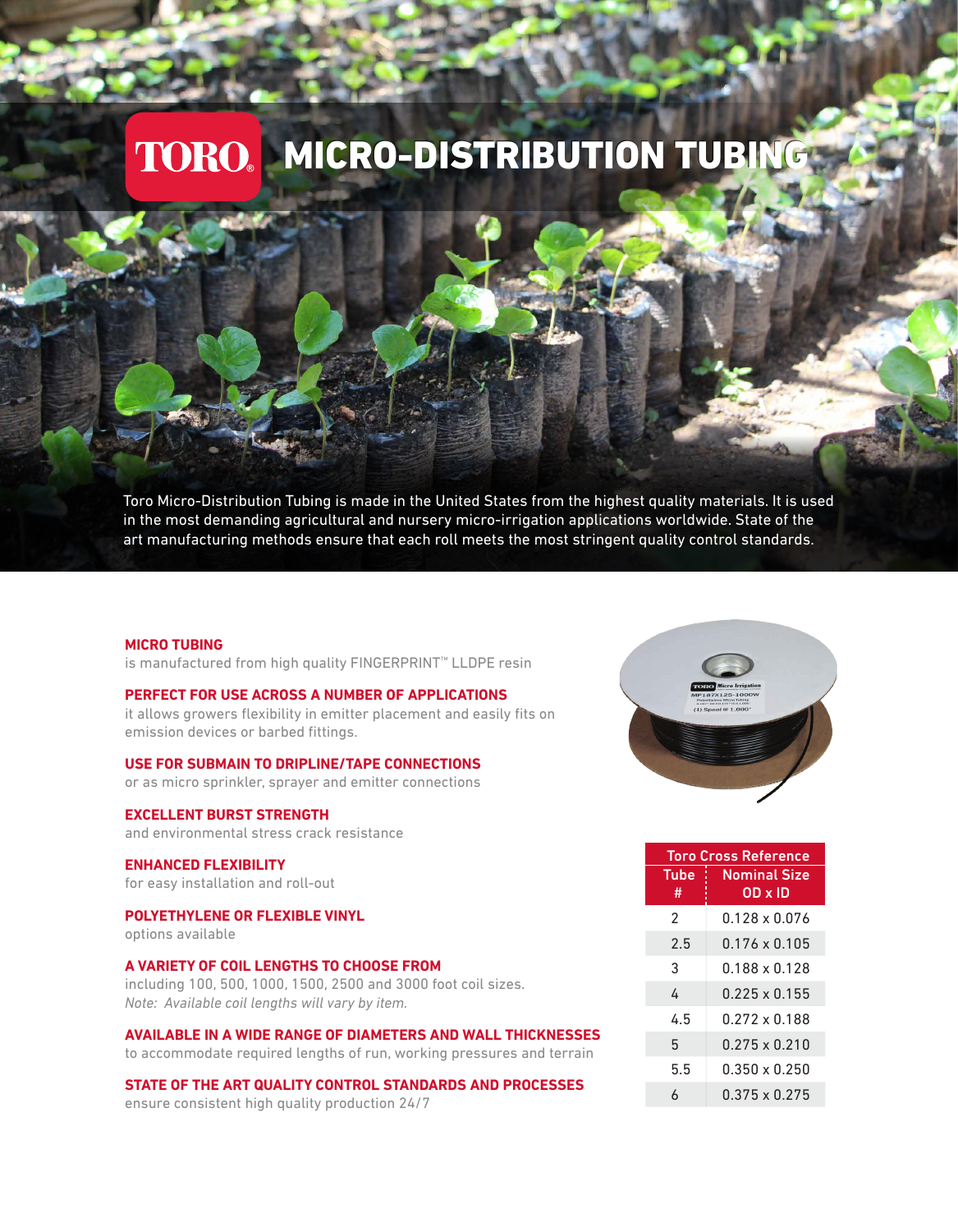# TORO MICRO-DISTRIBUTION TUBING

Toro Micro-Distribution Tubing is made in the United States from the highest quality materials. It is used in the most demanding agricultural and nursery micro-irrigation applications worldwide. State of the art manufacturing methods ensure that each roll meets the most stringent quality control standards.

**MICRO TUBING**
is manufactured from high quality FINGERPRINT™ LLDPE resin

**PERFECT FOR USE ACROSS A NUMBER OF APPLICATIONS**
it allows growers flexibility in emitter placement and easily fits on emission devices or barbed fittings.

**USE FOR SUBMAIN TO DRIPLINE/TAPE CONNECTIONS**
or as micro sprinkler, sprayer and emitter connections

**EXCELLENT BURST STRENGTH**
and environmental stress crack resistance

**ENHANCED FLEXIBILITY**
for easy installation and roll-out

**POLYETHYLENE OR FLEXIBLE VINYL**
options available

**A VARIETY OF COIL LENGTHS TO CHOOSE FROM**
including 100, 500, 1000, 1500, 2500 and 3000 foot coil sizes.
*Note: Available coil lengths will vary by item.*

**AVAILABLE IN A WIDE RANGE OF DIAMETERS AND WALL THICKNESSES**
to accommodate required lengths of run, working pressures and terrain

**STATE OF THE ART QUALITY CONTROL STANDARDS AND PROCESSES**
ensure consistent high quality production 24/7

| Toro Cross Reference | |
|---|---|
| Tube # | Nominal Size OD x ID |
| 2 | 0.128 x 0.076 |
| 2.5 | 0.176 x 0.105 |
| 3 | 0.188 x 0.128 |
| 4 | 0.225 x 0.155 |
| 4.5 | 0.272 x 0.188 |
| 5 | 0.275 x 0.210 |
| 5.5 | 0.350 x 0.250 |
| 6 | 0.375 x 0.275 |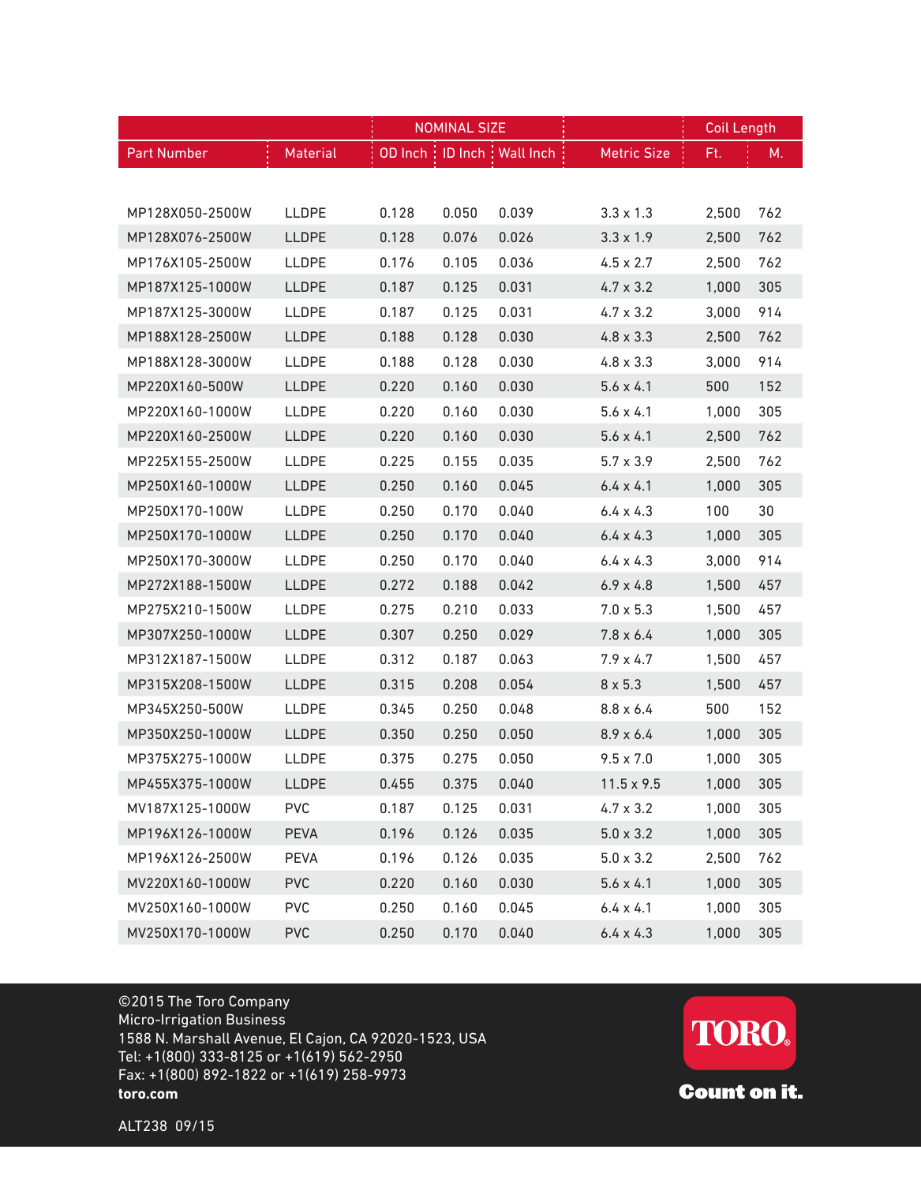| | | NOMINAL SIZE | | | | Coil Length | |
|---|---|---|---|---|---|---|---|
| Part Number | Material | OD Inch | ID Inch | Wall Inch | Metric Size | Ft. | M. |
| MP128X050-2500W | LLDPE | 0.128 | 0.050 | 0.039 | 3.3 x 1.3 | 2,500 | 762 |
| MP128X076-2500W | LLDPE | 0.128 | 0.076 | 0.026 | 3.3 x 1.9 | 2,500 | 762 |
| MP176X105-2500W | LLDPE | 0.176 | 0.105 | 0.036 | 4.5 x 2.7 | 2,500 | 762 |
| MP187X125-1000W | LLDPE | 0.187 | 0.125 | 0.031 | 4.7 x 3.2 | 1,000 | 305 |
| MP187X125-3000W | LLDPE | 0.187 | 0.125 | 0.031 | 4.7 x 3.2 | 3,000 | 914 |
| MP188X128-2500W | LLDPE | 0.188 | 0.128 | 0.030 | 4.8 x 3.3 | 2,500 | 762 |
| MP188X128-3000W | LLDPE | 0.188 | 0.128 | 0.030 | 4.8 x 3.3 | 3,000 | 914 |
| MP220X160-500W | LLDPE | 0.220 | 0.160 | 0.030 | 5.6 x 4.1 | 500 | 152 |
| MP220X160-1000W | LLDPE | 0.220 | 0.160 | 0.030 | 5.6 x 4.1 | 1,000 | 305 |
| MP220X160-2500W | LLDPE | 0.220 | 0.160 | 0.030 | 5.6 x 4.1 | 2,500 | 762 |
| MP225X155-2500W | LLDPE | 0.225 | 0.155 | 0.035 | 5.7 x 3.9 | 2,500 | 762 |
| MP250X160-1000W | LLDPE | 0.250 | 0.160 | 0.045 | 6.4 x 4.1 | 1,000 | 305 |
| MP250X170-100W | LLDPE | 0.250 | 0.170 | 0.040 | 6.4 x 4.3 | 100 | 30 |
| MP250X170-1000W | LLDPE | 0.250 | 0.170 | 0.040 | 6.4 x 4.3 | 1,000 | 305 |
| MP250X170-3000W | LLDPE | 0.250 | 0.170 | 0.040 | 6.4 x 4.3 | 3,000 | 914 |
| MP272X188-1500W | LLDPE | 0.272 | 0.188 | 0.042 | 6.9 x 4.8 | 1,500 | 457 |
| MP275X210-1500W | LLDPE | 0.275 | 0.210 | 0.033 | 7.0 x 5.3 | 1,500 | 457 |
| MP307X250-1000W | LLDPE | 0.307 | 0.250 | 0.029 | 7.8 x 6.4 | 1,000 | 305 |
| MP312X187-1500W | LLDPE | 0.312 | 0.187 | 0.063 | 7.9 x 4.7 | 1,500 | 457 |
| MP315X208-1500W | LLDPE | 0.315 | 0.208 | 0.054 | 8 x 5.3 | 1,500 | 457 |
| MP345X250-500W | LLDPE | 0.345 | 0.250 | 0.048 | 8.8 x 6.4 | 500 | 152 |
| MP350X250-1000W | LLDPE | 0.350 | 0.250 | 0.050 | 8.9 x 6.4 | 1,000 | 305 |
| MP375X275-1000W | LLDPE | 0.375 | 0.275 | 0.050 | 9.5 x 7.0 | 1,000 | 305 |
| MP455X375-1000W | LLDPE | 0.455 | 0.375 | 0.040 | 11.5 x 9.5 | 1,000 | 305 |
| MV187X125-1000W | PVC | 0.187 | 0.125 | 0.031 | 4.7 x 3.2 | 1,000 | 305 |
| MP196X126-1000W | PEVA | 0.196 | 0.126 | 0.035 | 5.0 x 3.2 | 1,000 | 305 |
| MP196X126-2500W | PEVA | 0.196 | 0.126 | 0.035 | 5.0 x 3.2 | 2,500 | 762 |
| MV220X160-1000W | PVC | 0.220 | 0.160 | 0.030 | 5.6 x 4.1 | 1,000 | 305 |
| MV250X160-1000W | PVC | 0.250 | 0.160 | 0.045 | 6.4 x 4.1 | 1,000 | 305 |
| MV250X170-1000W | PVC | 0.250 | 0.170 | 0.040 | 6.4 x 4.3 | 1,000 | 305 |

©2015 The Toro Company
Micro-Irrigation Business
1588 N. Marshall Avenue, El Cajon, CA 92020-1523, USA
Tel: +1(800) 333-8125 or +1(619) 562-2950
Fax: +1(800) 892-1822 or +1(619) 258-9973
**toro.com**

TORO®

**Count on it.**

ALT238 09/15